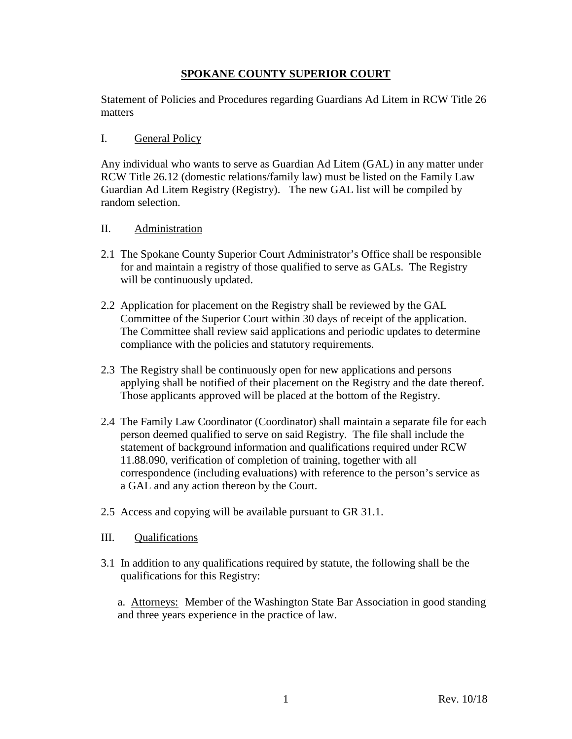# SPOKANE COUNTY SUPERIOR COURT

Statement of Policies and Procedures regarding Guardians Ad Litem in RCW Title 26 matters

## I. General Policy

Any individual who wants to serve as Guardian Ad Litem (GAL) in any matter under RCW Title 26.12 (domestic relations/family law) must be listed on the Family Law Guardian Ad Litem Registry (Registry). The new GAL list will be compiled by random selection.

## II. Administration

2.1 The Spokane County Superior Court Administrator's Office shall be responsible for and maintain a registry of those qualified to serve as GALs. The Registry will be continuously updated.

2.2 Application for placement on the Registry shall be reviewed by the GAL Committee of the Superior Court within 30 days of receipt of the application. The Committee shall review said applications and periodic updates to determine compliance with the policies and statutory requirements.

2.3 The Registry shall be continuously open for new applications and persons applying shall be notified of their placement on the Registry and the date thereof. Those applicants approved will be placed at the bottom of the Registry.

2.4 The Family Law Coordinator (Coordinator) shall maintain a separate file for each person deemed qualified to serve on said Registry. The file shall include the statement of background information and qualifications required under RCW 11.88.090, verification of completion of training, together with all correspondence (including evaluations) with reference to the person's service as a GAL and any action thereon by the Court.

2.5 Access and copying will be available pursuant to GR 31.1.

## III. Qualifications

3.1 In addition to any qualifications required by statute, the following shall be the qualifications for this Registry:

a. Attorneys: Member of the Washington State Bar Association in good standing and three years experience in the practice of law.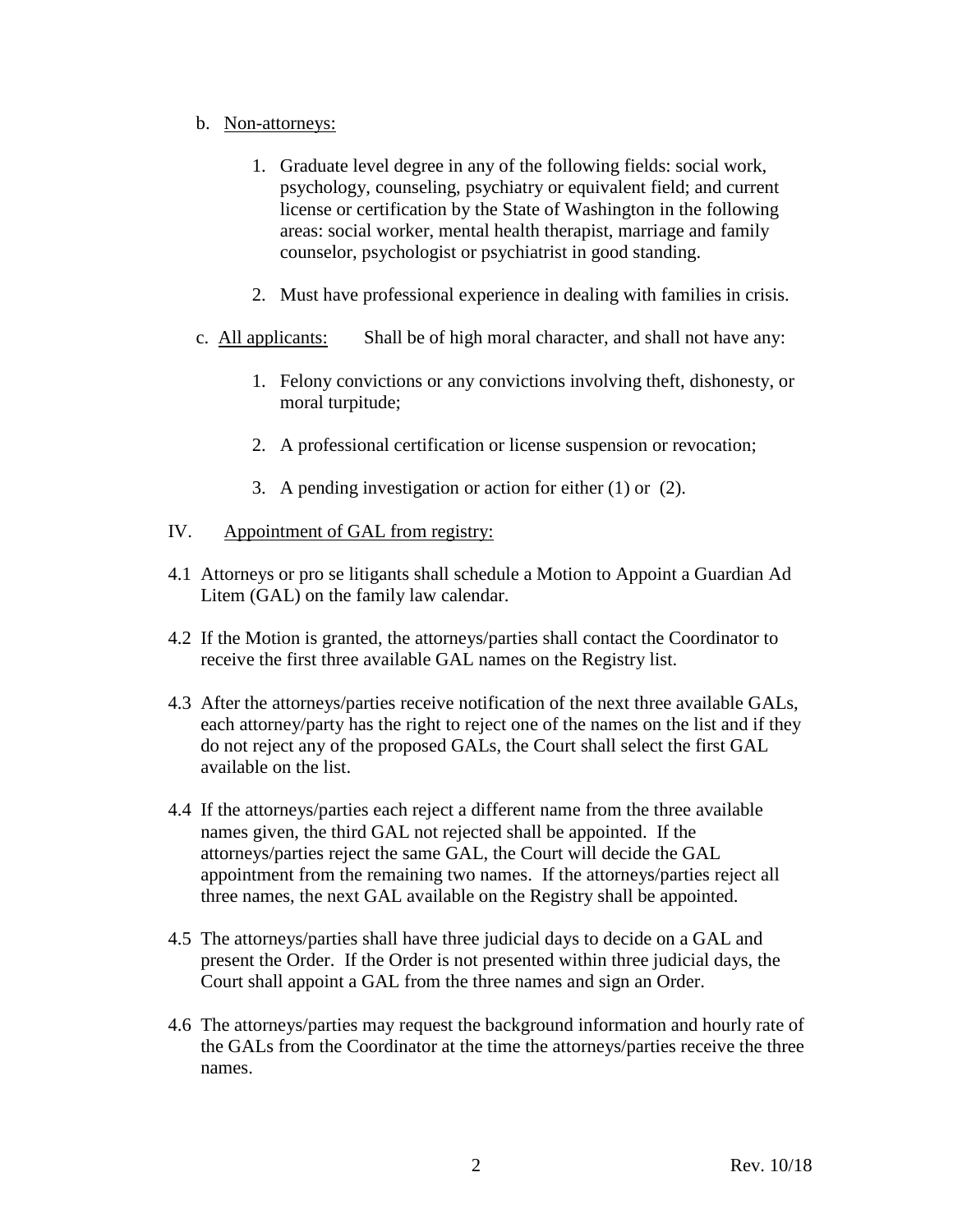b. Non-attorneys:

1. Graduate level degree in any of the following fields: social work, psychology, counseling, psychiatry or equivalent field; and current license or certification by the State of Washington in the following areas: social worker, mental health therapist, marriage and family counselor, psychologist or psychiatrist in good standing.

2. Must have professional experience in dealing with families in crisis.

c. All applicants: Shall be of high moral character, and shall not have any:

1. Felony convictions or any convictions involving theft, dishonesty, or moral turpitude;

2. A professional certification or license suspension or revocation;

3. A pending investigation or action for either (1) or (2).

IV. Appointment of GAL from registry:

4.1 Attorneys or pro se litigants shall schedule a Motion to Appoint a Guardian Ad Litem (GAL) on the family law calendar.

4.2 If the Motion is granted, the attorneys/parties shall contact the Coordinator to receive the first three available GAL names on the Registry list.

4.3 After the attorneys/parties receive notification of the next three available GALs, each attorney/party has the right to reject one of the names on the list and if they do not reject any of the proposed GALs, the Court shall select the first GAL available on the list.

4.4 If the attorneys/parties each reject a different name from the three available names given, the third GAL not rejected shall be appointed. If the attorneys/parties reject the same GAL, the Court will decide the GAL appointment from the remaining two names. If the attorneys/parties reject all three names, the next GAL available on the Registry shall be appointed.

4.5 The attorneys/parties shall have three judicial days to decide on a GAL and present the Order. If the Order is not presented within three judicial days, the Court shall appoint a GAL from the three names and sign an Order.

4.6 The attorneys/parties may request the background information and hourly rate of the GALs from the Coordinator at the time the attorneys/parties receive the three names.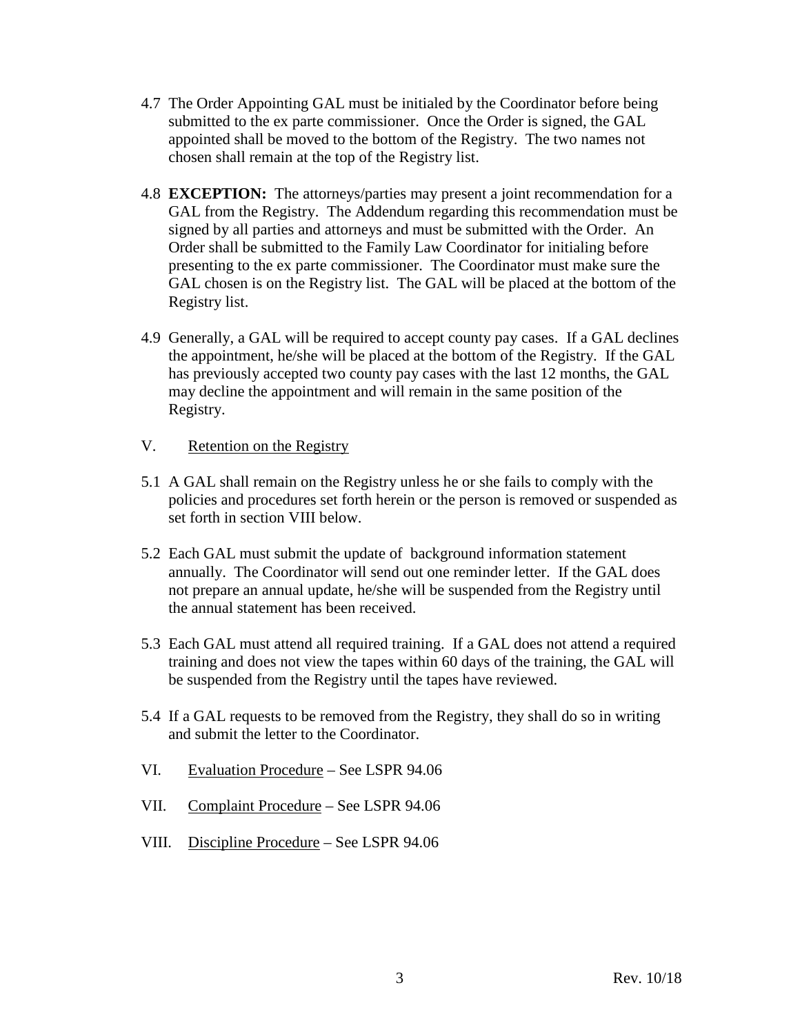4.7 The Order Appointing GAL must be initialed by the Coordinator before being submitted to the ex parte commissioner. Once the Order is signed, the GAL appointed shall be moved to the bottom of the Registry. The two names not chosen shall remain at the top of the Registry list.

4.8 **EXCEPTION:** The attorneys/parties may present a joint recommendation for a GAL from the Registry. The Addendum regarding this recommendation must be signed by all parties and attorneys and must be submitted with the Order. An Order shall be submitted to the Family Law Coordinator for initialing before presenting to the ex parte commissioner. The Coordinator must make sure the GAL chosen is on the Registry list. The GAL will be placed at the bottom of the Registry list.

4.9 Generally, a GAL will be required to accept county pay cases. If a GAL declines the appointment, he/she will be placed at the bottom of the Registry. If the GAL has previously accepted two county pay cases with the last 12 months, the GAL may decline the appointment and will remain in the same position of the Registry.

V. Retention on the Registry

5.1 A GAL shall remain on the Registry unless he or she fails to comply with the policies and procedures set forth herein or the person is removed or suspended as set forth in section VIII below.

5.2 Each GAL must submit the update of background information statement annually. The Coordinator will send out one reminder letter. If the GAL does not prepare an annual update, he/she will be suspended from the Registry until the annual statement has been received.

5.3 Each GAL must attend all required training. If a GAL does not attend a required training and does not view the tapes within 60 days of the training, the GAL will be suspended from the Registry until the tapes have reviewed.

5.4 If a GAL requests to be removed from the Registry, they shall do so in writing and submit the letter to the Coordinator.

VI. Evaluation Procedure – See LSPR 94.06

VII. Complaint Procedure – See LSPR 94.06

VIII. Discipline Procedure – See LSPR 94.06

Rev. 10/18